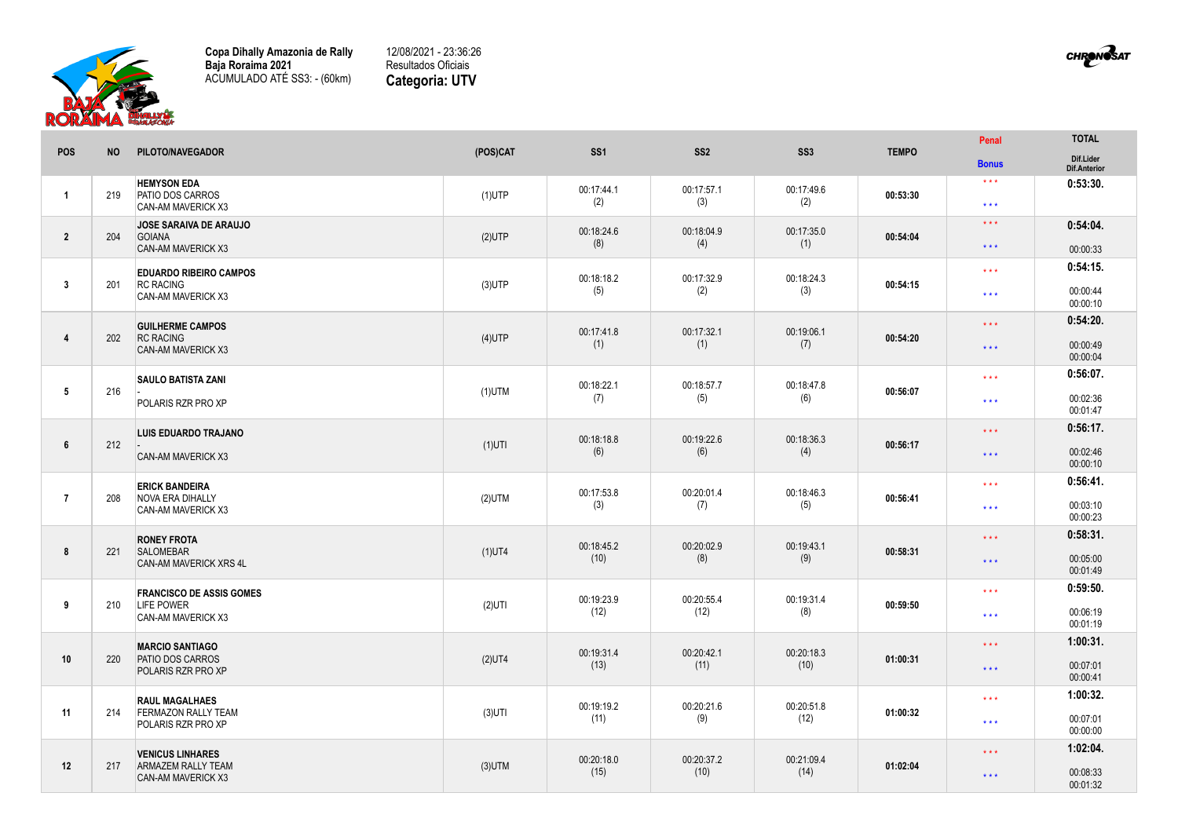**Copa Dihally Amazonia de Rally**
**Baja Roraima 2021**
ACUMULADO ATÉ SS3: - (60km)

12/08/2021 - 23:36:26
Resultados Oficiais
**Categoria: UTV**

| POS | NO | PILOTO/NAVEGADOR | (POS)CAT | SS1 | SS2 | SS3 | TEMPO | Penal / Bonus | TOTAL / Dif.Lider / Dif.Anterior |
|---|---|---|---|---|---|---|---|---|---|
| 1 | 219 | **HEMYSON EDA** PATIO DOS CARROS CAN-AM MAVERICK X3 | (1)UTP | 00:17:44.1 (2) | 00:17:57.1 (3) | 00:17:49.6 (2) | 00:53:30 | *** *** | **0:53:30.** |
| 2 | 204 | **JOSE SARAIVA DE ARAUJO** GOIANA CAN-AM MAVERICK X3 | (2)UTP | 00:18:24.6 (8) | 00:18:04.9 (4) | 00:17:35.0 (1) | 00:54:04 | *** *** | **0:54:04.** 00:00:33 |
| 3 | 201 | **EDUARDO RIBEIRO CAMPOS** RC RACING CAN-AM MAVERICK X3 | (3)UTP | 00:18:18.2 (5) | 00:17:32.9 (2) | 00:18:24.3 (3) | 00:54:15 | *** *** | **0:54:15.** 00:00:44 00:00:10 |
| 4 | 202 | **GUILHERME CAMPOS** RC RACING CAN-AM MAVERICK X3 | (4)UTP | 00:17:41.8 (1) | 00:17:32.1 (1) | 00:19:06.1 (7) | 00:54:20 | *** *** | **0:54:20.** 00:00:49 00:00:04 |
| 5 | 216 | **SAULO BATISTA ZANI** - POLARIS RZR PRO XP | (1)UTM | 00:18:22.1 (7) | 00:18:57.7 (5) | 00:18:47.8 (6) | 00:56:07 | *** *** | **0:56:07.** 00:02:36 00:01:47 |
| 6 | 212 | **LUIS EDUARDO TRAJANO** - CAN-AM MAVERICK X3 | (1)UTI | 00:18:18.8 (6) | 00:19:22.6 (6) | 00:18:36.3 (4) | 00:56:17 | *** *** | **0:56:17.** 00:02:46 00:00:10 |
| 7 | 208 | **ERICK BANDEIRA** NOVA ERA DIHALLY CAN-AM MAVERICK X3 | (2)UTM | 00:17:53.8 (3) | 00:20:01.4 (7) | 00:18:46.3 (5) | 00:56:41 | *** *** | **0:56:41.** 00:03:10 00:00:23 |
| 8 | 221 | **RONEY FROTA** SALOMEBAR CAN-AM MAVERICK XRS 4L | (1)UT4 | 00:18:45.2 (10) | 00:20:02.9 (8) | 00:19:43.1 (9) | 00:58:31 | *** *** | **0:58:31.** 00:05:00 00:01:49 |
| 9 | 210 | **FRANCISCO DE ASSIS GOMES** LIFE POWER CAN-AM MAVERICK X3 | (2)UTI | 00:19:23.9 (12) | 00:20:55.4 (12) | 00:19:31.4 (8) | 00:59:50 | *** *** | **0:59:50.** 00:06:19 00:01:19 |
| 10 | 220 | **MARCIO SANTIAGO** PATIO DOS CARROS POLARIS RZR PRO XP | (2)UT4 | 00:19:31.4 (13) | 00:20:42.1 (11) | 00:20:18.3 (10) | 01:00:31 | *** *** | **1:00:31.** 00:07:01 00:00:41 |
| 11 | 214 | **RAUL MAGALHAES** FERMAZON RALLY TEAM POLARIS RZR PRO XP | (3)UTI | 00:19:19.2 (11) | 00:20:21.6 (9) | 00:20:51.8 (12) | 01:00:32 | *** *** | **1:00:32.** 00:07:01 00:00:00 |
| 12 | 217 | **VENICUS LINHARES** ARMAZEM RALLY TEAM CAN-AM MAVERICK X3 | (3)UTM | 00:20:18.0 (15) | 00:20:37.2 (10) | 00:21:09.4 (14) | 01:02:04 | *** *** | **1:02:04.** 00:08:33 00:01:32 |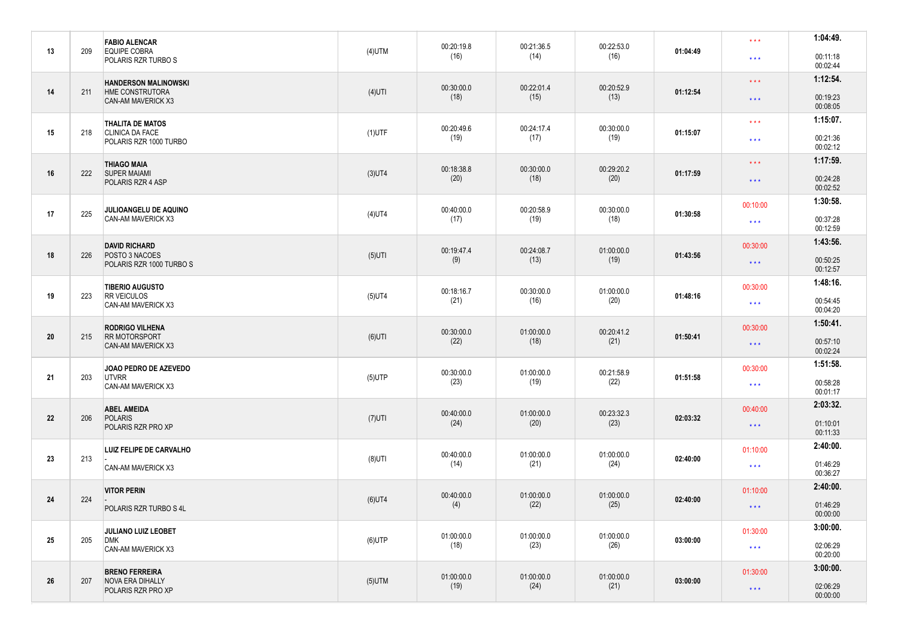| | | | | | | | | | |
|---|---|---|---|---|---|---|---|---|---|
| 13 | 209 | **FABIO ALENCAR**<br>EQUIPE COBRA<br>POLARIS RZR TURBO S | (4)UTM | 00:20:19.8<br>(16) | 00:21:36.5<br>(14) | 00:22:53.0<br>(16) | **01:04:49** | \*\*\*<br>\*\*\* | **1:04:49.**<br>00:11:18<br>00:02:44 |
| 14 | 211 | **HANDERSON MALINOWSKI**<br>HME CONSTRUTORA<br>CAN-AM MAVERICK X3 | (4)UTI | 00:30:00.0<br>(18) | 00:22:01.4<br>(15) | 00:20:52.9<br>(13) | **01:12:54** | \*\*\*<br>\*\*\* | **1:12:54.**<br>00:19:23<br>00:08:05 |
| 15 | 218 | **THALITA DE MATOS**<br>CLINICA DA FACE<br>POLARIS RZR 1000 TURBO | (1)UTF | 00:20:49.6<br>(19) | 00:24:17.4<br>(17) | 00:30:00.0<br>(19) | **01:15:07** | \*\*\*<br>\*\*\* | **1:15:07.**<br>00:21:36<br>00:02:12 |
| 16 | 222 | **THIAGO MAIA**<br>SUPER MAIAMI<br>POLARIS RZR 4 ASP | (3)UT4 | 00:18:38.8<br>(20) | 00:30:00.0<br>(18) | 00:29:20.2<br>(20) | **01:17:59** | \*\*\*<br>\*\*\* | **1:17:59.**<br>00:24:28<br>00:02:52 |
| 17 | 225 | **JULIOANGELU DE AQUINO**<br>CAN-AM MAVERICK X3 | (4)UT4 | 00:40:00.0<br>(17) | 00:20:58.9<br>(19) | 00:30:00.0<br>(18) | **01:30:58** | 00:10:00<br>\*\*\* | **1:30:58.**<br>00:37:28<br>00:12:59 |
| 18 | 226 | **DAVID RICHARD**<br>POSTO 3 NACOES<br>POLARIS RZR 1000 TURBO S | (5)UTI | 00:19:47.4<br>(9) | 00:24:08.7<br>(13) | 01:00:00.0<br>(19) | **01:43:56** | 00:30:00<br>\*\*\* | **1:43:56.**<br>00:50:25<br>00:12:57 |
| 19 | 223 | **TIBERIO AUGUSTO**<br>RR VEICULOS<br>CAN-AM MAVERICK X3 | (5)UT4 | 00:18:16.7<br>(21) | 00:30:00.0<br>(16) | 01:00:00.0<br>(20) | **01:48:16** | 00:30:00<br>\*\*\* | **1:48:16.**<br>00:54:45<br>00:04:20 |
| 20 | 215 | **RODRIGO VILHENA**<br>RR MOTORSPORT<br>CAN-AM MAVERICK X3 | (6)UTI | 00:30:00.0<br>(22) | 01:00:00.0<br>(18) | 00:20:41.2<br>(21) | **01:50:41** | 00:30:00<br>\*\*\* | **1:50:41.**<br>00:57:10<br>00:02:24 |
| 21 | 203 | **JOAO PEDRO DE AZEVEDO**<br>UTVRR<br>CAN-AM MAVERICK X3 | (5)UTP | 00:30:00.0<br>(23) | 01:00:00.0<br>(19) | 00:21:58.9<br>(22) | **01:51:58** | 00:30:00<br>\*\*\* | **1:51:58.**<br>00:58:28<br>00:01:17 |
| 22 | 206 | **ABEL AMEIDA**<br>POLARIS<br>POLARIS RZR PRO XP | (7)UTI | 00:40:00.0<br>(24) | 01:00:00.0<br>(20) | 00:23:32.3<br>(23) | **02:03:32** | 00:40:00<br>\*\*\* | **2:03:32.**<br>01:10:01<br>00:11:33 |
| 23 | 213 | **LUIZ FELIPE DE CARVALHO**<br>-<br>CAN-AM MAVERICK X3 | (8)UTI | 00:40:00.0<br>(14) | 01:00:00.0<br>(21) | 01:00:00.0<br>(24) | **02:40:00** | 01:10:00<br>\*\*\* | **2:40:00.**<br>01:46:29<br>00:36:27 |
| 24 | 224 | **VITOR PERIN**<br>-<br>POLARIS RZR TURBO S 4L | (6)UT4 | 00:40:00.0<br>(4) | 01:00:00.0<br>(22) | 01:00:00.0<br>(25) | **02:40:00** | 01:10:00<br>\*\*\* | **2:40:00.**<br>01:46:29<br>00:00:00 |
| 25 | 205 | **JULIANO LUIZ LEOBET**<br>DMK<br>CAN-AM MAVERICK X3 | (6)UTP | 01:00:00.0<br>(18) | 01:00:00.0<br>(23) | 01:00:00.0<br>(26) | **03:00:00** | 01:30:00<br>\*\*\* | **3:00:00.**<br>02:06:29<br>00:20:00 |
| 26 | 207 | **BRENO FERREIRA**<br>NOVA ERA DIHALLY<br>POLARIS RZR PRO XP | (5)UTM | 01:00:00.0<br>(19) | 01:00:00.0<br>(24) | 01:00:00.0<br>(21) | **03:00:00** | 01:30:00<br>\*\*\* | **3:00:00.**<br>02:06:29<br>00:00:00 |